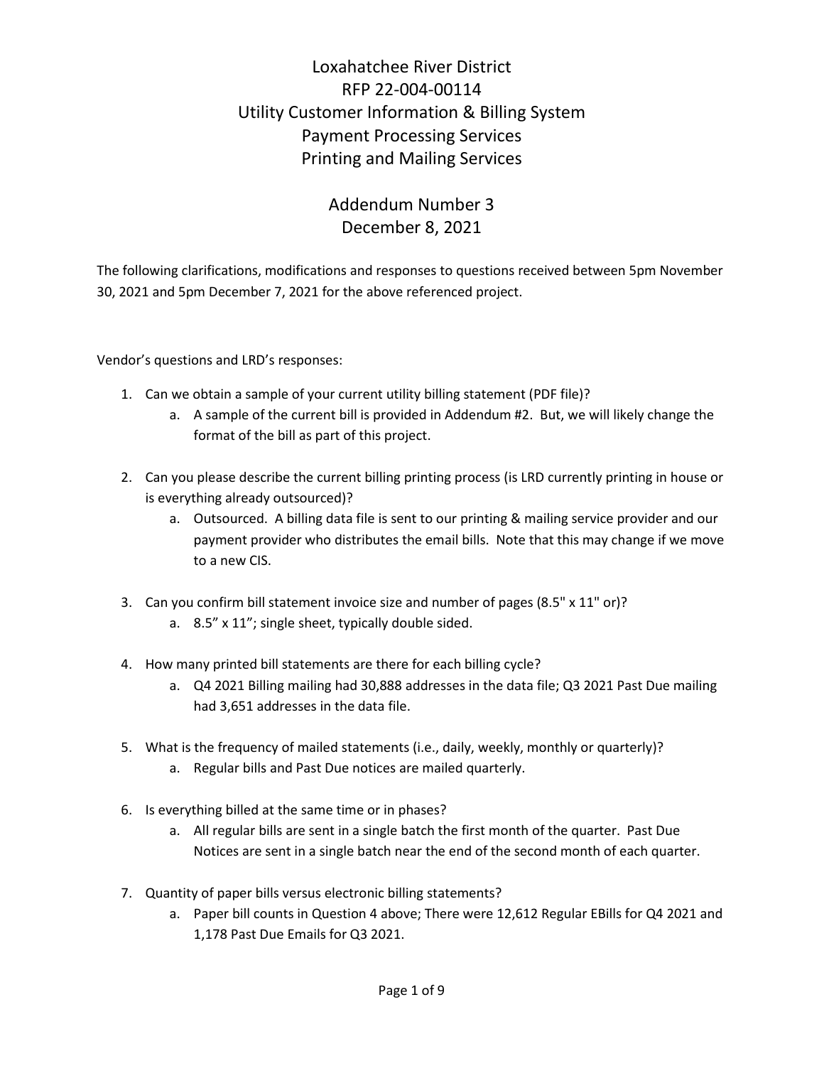# Loxahatchee River District
# RFP 22-004-00114
# Utility Customer Information & Billing System
# Payment Processing Services
# Printing and Mailing Services

## Addendum Number 3
## December 8, 2021

The following clarifications, modifications and responses to questions received between 5pm November 30, 2021 and 5pm December 7, 2021 for the above referenced project.

Vendor's questions and LRD's responses:

1. Can we obtain a sample of your current utility billing statement (PDF file)?
   a. A sample of the current bill is provided in Addendum #2. But, we will likely change the format of the bill as part of this project.

2. Can you please describe the current billing printing process (is LRD currently printing in house or is everything already outsourced)?
   a. Outsourced. A billing data file is sent to our printing & mailing service provider and our payment provider who distributes the email bills. Note that this may change if we move to a new CIS.

3. Can you confirm bill statement invoice size and number of pages (8.5" x 11" or)?
   a. 8.5" x 11"; single sheet, typically double sided.

4. How many printed bill statements are there for each billing cycle?
   a. Q4 2021 Billing mailing had 30,888 addresses in the data file; Q3 2021 Past Due mailing had 3,651 addresses in the data file.

5. What is the frequency of mailed statements (i.e., daily, weekly, monthly or quarterly)?
   a. Regular bills and Past Due notices are mailed quarterly.

6. Is everything billed at the same time or in phases?
   a. All regular bills are sent in a single batch the first month of the quarter. Past Due Notices are sent in a single batch near the end of the second month of each quarter.

7. Quantity of paper bills versus electronic billing statements?
   a. Paper bill counts in Question 4 above; There were 12,612 Regular EBills for Q4 2021 and 1,178 Past Due Emails for Q3 2021.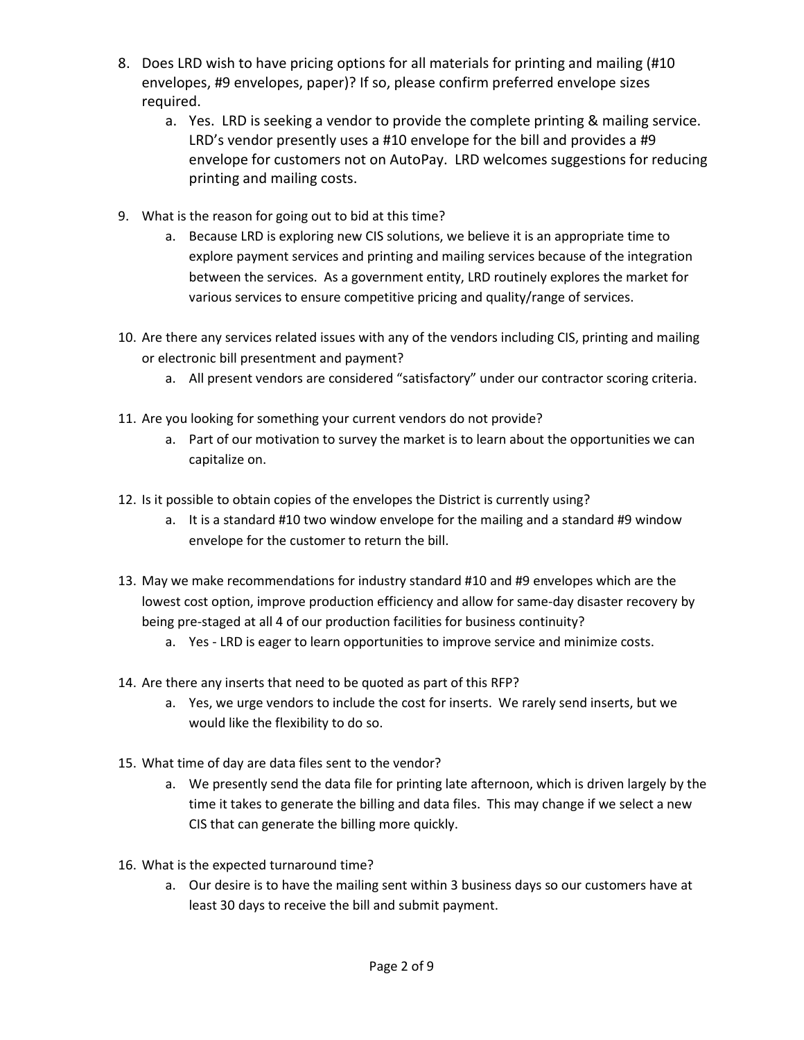8. Does LRD wish to have pricing options for all materials for printing and mailing (#10 envelopes, #9 envelopes, paper)? If so, please confirm preferred envelope sizes required.
    a. Yes. LRD is seeking a vendor to provide the complete printing & mailing service. LRD's vendor presently uses a #10 envelope for the bill and provides a #9 envelope for customers not on AutoPay. LRD welcomes suggestions for reducing printing and mailing costs.

9. What is the reason for going out to bid at this time?
    a. Because LRD is exploring new CIS solutions, we believe it is an appropriate time to explore payment services and printing and mailing services because of the integration between the services. As a government entity, LRD routinely explores the market for various services to ensure competitive pricing and quality/range of services.

10. Are there any services related issues with any of the vendors including CIS, printing and mailing or electronic bill presentment and payment?
    a. All present vendors are considered "satisfactory" under our contractor scoring criteria.

11. Are you looking for something your current vendors do not provide?
    a. Part of our motivation to survey the market is to learn about the opportunities we can capitalize on.

12. Is it possible to obtain copies of the envelopes the District is currently using?
    a. It is a standard #10 two window envelope for the mailing and a standard #9 window envelope for the customer to return the bill.

13. May we make recommendations for industry standard #10 and #9 envelopes which are the lowest cost option, improve production efficiency and allow for same-day disaster recovery by being pre-staged at all 4 of our production facilities for business continuity?
    a. Yes - LRD is eager to learn opportunities to improve service and minimize costs.

14. Are there any inserts that need to be quoted as part of this RFP?
    a. Yes, we urge vendors to include the cost for inserts. We rarely send inserts, but we would like the flexibility to do so.

15. What time of day are data files sent to the vendor?
    a. We presently send the data file for printing late afternoon, which is driven largely by the time it takes to generate the billing and data files. This may change if we select a new CIS that can generate the billing more quickly.

16. What is the expected turnaround time?
    a. Our desire is to have the mailing sent within 3 business days so our customers have at least 30 days to receive the bill and submit payment.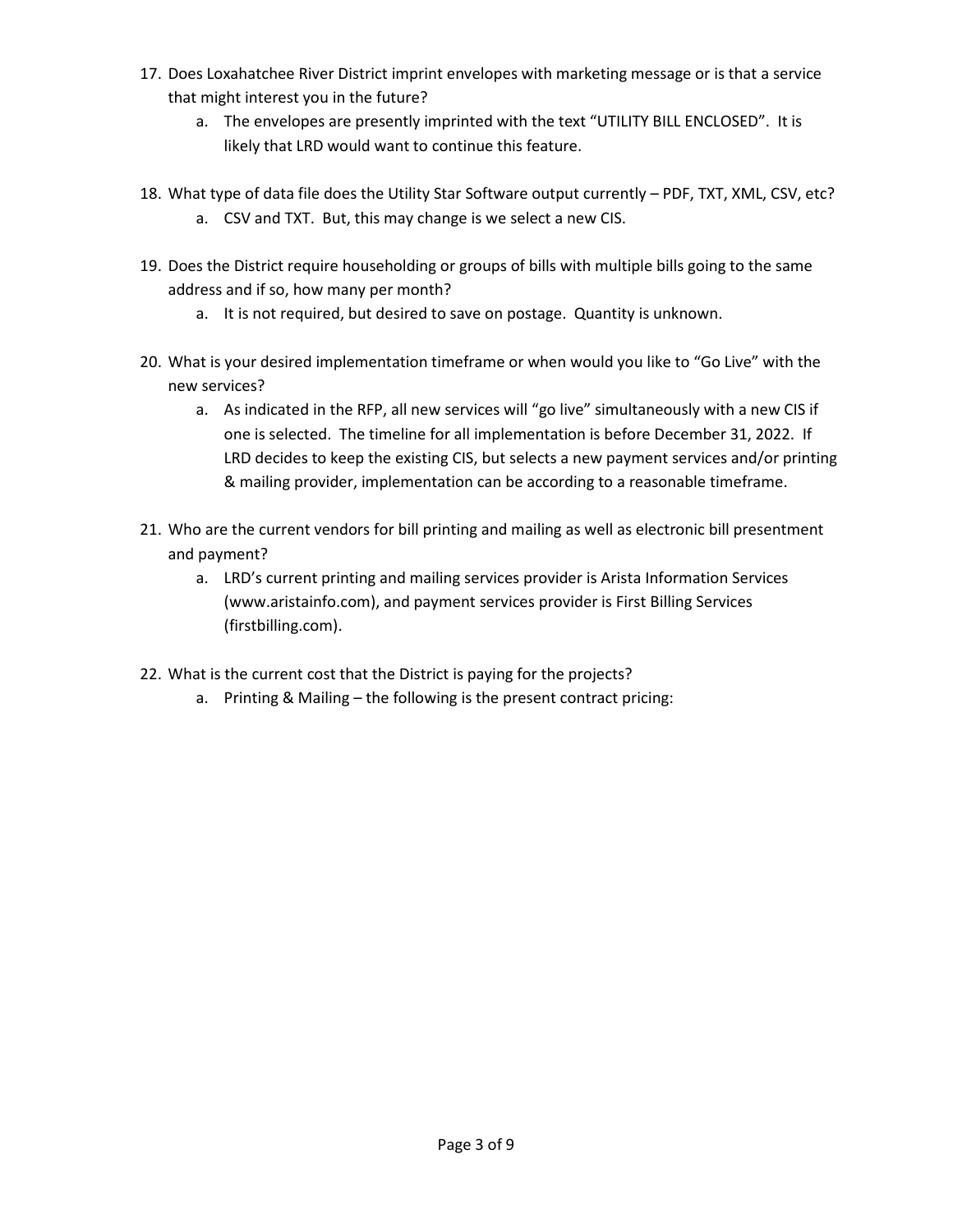17. Does Loxahatchee River District imprint envelopes with marketing message or is that a service that might interest you in the future?
    a. The envelopes are presently imprinted with the text "UTILITY BILL ENCLOSED". It is likely that LRD would want to continue this feature.

18. What type of data file does the Utility Star Software output currently – PDF, TXT, XML, CSV, etc?
    a. CSV and TXT. But, this may change is we select a new CIS.

19. Does the District require householding or groups of bills with multiple bills going to the same address and if so, how many per month?
    a. It is not required, but desired to save on postage. Quantity is unknown.

20. What is your desired implementation timeframe or when would you like to "Go Live" with the new services?
    a. As indicated in the RFP, all new services will "go live" simultaneously with a new CIS if one is selected. The timeline for all implementation is before December 31, 2022. If LRD decides to keep the existing CIS, but selects a new payment services and/or printing & mailing provider, implementation can be according to a reasonable timeframe.

21. Who are the current vendors for bill printing and mailing as well as electronic bill presentment and payment?
    a. LRD's current printing and mailing services provider is Arista Information Services (www.aristainfo.com), and payment services provider is First Billing Services (firstbilling.com).

22. What is the current cost that the District is paying for the projects?
    a. Printing & Mailing – the following is the present contract pricing: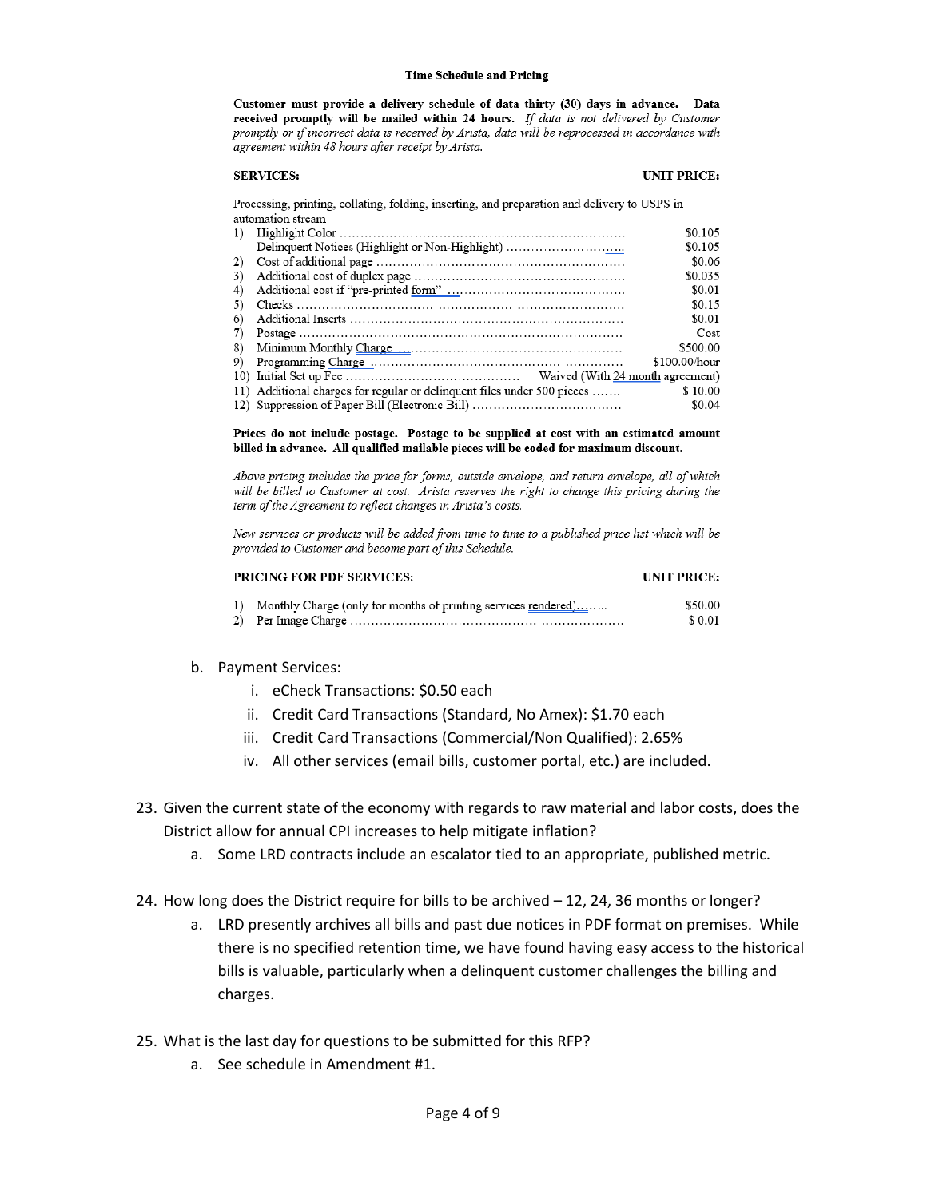**Time Schedule and Pricing**

**Customer must provide a delivery schedule of data thirty (30) days in advance. Data received promptly will be mailed within 24 hours.** *If data is not delivered by Customer promptly or if incorrect data is received by Arista, data will be reprocessed in accordance with agreement within 48 hours after receipt by Arista.*

| **SERVICES:** | **UNIT PRICE:** |
|---|---|
| Processing, printing, collating, folding, inserting, and preparation and delivery to USPS in automation stream | |
| 1) Highlight Color | $0.105 |
| Delinquent Notices (Highlight or Non-Highlight) | $0.105 |
| 2) Cost of additional page | $0.06 |
| 3) Additional cost of duplex page | $0.035 |
| 4) Additional cost if "pre-printed form" | $0.01 |
| 5) Checks | $0.15 |
| 6) Additional Inserts | $0.01 |
| 7) Postage | Cost |
| 8) Minimum Monthly Charge | $500.00 |
| 9) Programming Charge | $100.00/hour |
| 10) Initial Set up Fee | Waived (With 24 month agreement) |
| 11) Additional charges for regular or delinquent files under 500 pieces | $ 10.00 |
| 12) Suppression of Paper Bill (Electronic Bill) | $0.04 |

**Prices do not include postage. Postage to be supplied at cost with an estimated amount billed in advance. All qualified mailable pieces will be coded for maximum discount.**

*Above pricing includes the price for forms, outside envelope, and return envelope, all of which will be billed to Customer at cost. Arista reserves the right to change this pricing during the term of the Agreement to reflect changes in Arista's costs.*

*New services or products will be added from time to time to a published price list which will be provided to Customer and become part of this Schedule.*

| **PRICING FOR PDF SERVICES:** | **UNIT PRICE:** |
|---|---|
| 1) Monthly Charge (only for months of printing services rendered) | $50.00 |
| 2) Per Image Charge | $ 0.01 |

b. Payment Services:
   i. eCheck Transactions: $0.50 each
   ii. Credit Card Transactions (Standard, No Amex): $1.70 each
   iii. Credit Card Transactions (Commercial/Non Qualified): 2.65%
   iv. All other services (email bills, customer portal, etc.) are included.

23. Given the current state of the economy with regards to raw material and labor costs, does the District allow for annual CPI increases to help mitigate inflation?
    a. Some LRD contracts include an escalator tied to an appropriate, published metric.

24. How long does the District require for bills to be archived – 12, 24, 36 months or longer?
    a. LRD presently archives all bills and past due notices in PDF format on premises. While there is no specified retention time, we have found having easy access to the historical bills is valuable, particularly when a delinquent customer challenges the billing and charges.

25. What is the last day for questions to be submitted for this RFP?
    a. See schedule in Amendment #1.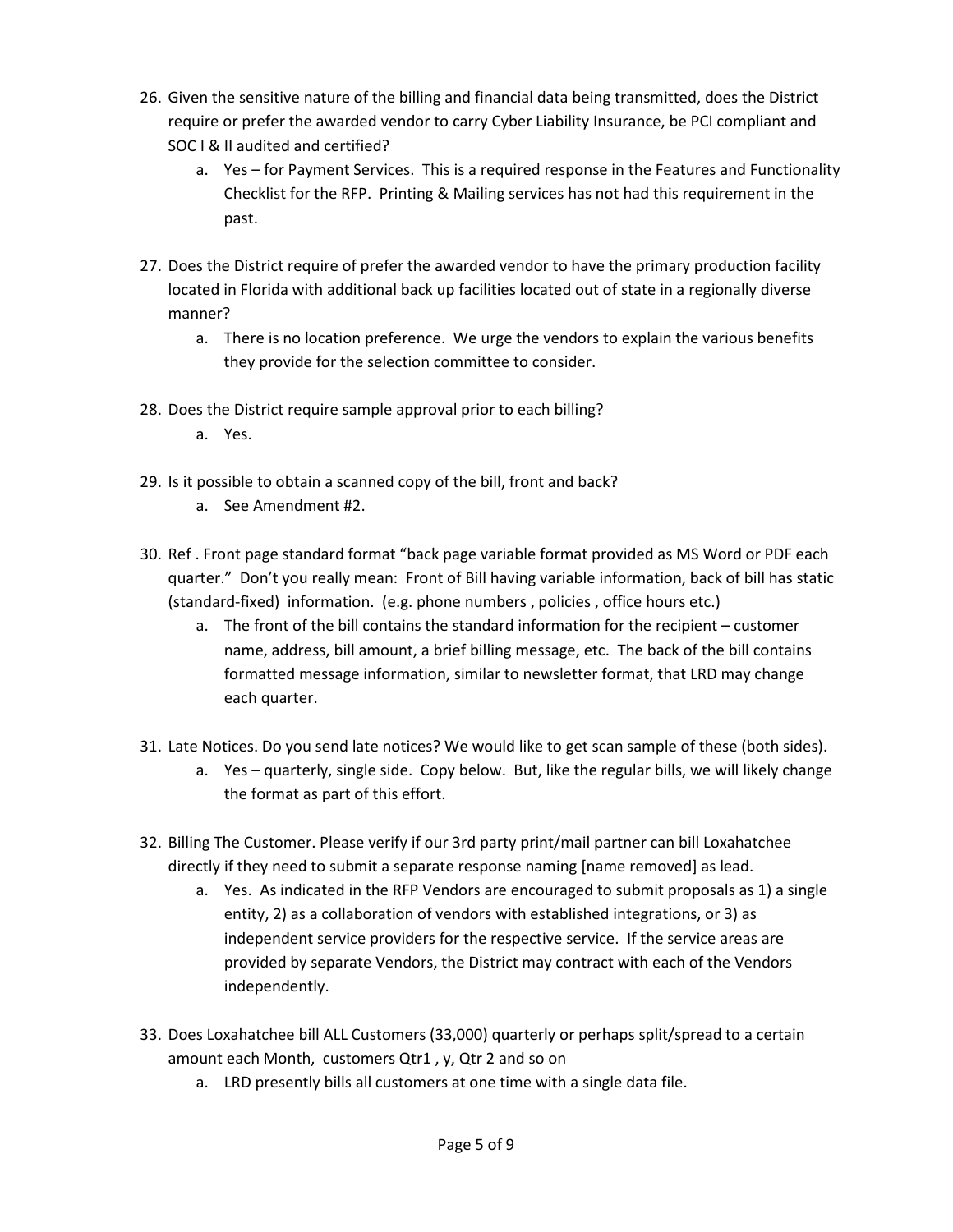26. Given the sensitive nature of the billing and financial data being transmitted, does the District require or prefer the awarded vendor to carry Cyber Liability Insurance, be PCI compliant and SOC I & II audited and certified?
    a. Yes – for Payment Services. This is a required response in the Features and Functionality Checklist for the RFP. Printing & Mailing services has not had this requirement in the past.

27. Does the District require of prefer the awarded vendor to have the primary production facility located in Florida with additional back up facilities located out of state in a regionally diverse manner?
    a. There is no location preference. We urge the vendors to explain the various benefits they provide for the selection committee to consider.

28. Does the District require sample approval prior to each billing?
    a. Yes.

29. Is it possible to obtain a scanned copy of the bill, front and back?
    a. See Amendment #2.

30. Ref . Front page standard format "back page variable format provided as MS Word or PDF each quarter." Don't you really mean: Front of Bill having variable information, back of bill has static (standard-fixed) information. (e.g. phone numbers , policies , office hours etc.)
    a. The front of the bill contains the standard information for the recipient – customer name, address, bill amount, a brief billing message, etc. The back of the bill contains formatted message information, similar to newsletter format, that LRD may change each quarter.

31. Late Notices. Do you send late notices? We would like to get scan sample of these (both sides).
    a. Yes – quarterly, single side. Copy below. But, like the regular bills, we will likely change the format as part of this effort.

32. Billing The Customer. Please verify if our 3rd party print/mail partner can bill Loxahatchee directly if they need to submit a separate response naming [name removed] as lead.
    a. Yes. As indicated in the RFP Vendors are encouraged to submit proposals as 1) a single entity, 2) as a collaboration of vendors with established integrations, or 3) as independent service providers for the respective service. If the service areas are provided by separate Vendors, the District may contract with each of the Vendors independently.

33. Does Loxahatchee bill ALL Customers (33,000) quarterly or perhaps split/spread to a certain amount each Month, customers Qtr1 , y, Qtr 2 and so on
    a. LRD presently bills all customers at one time with a single data file.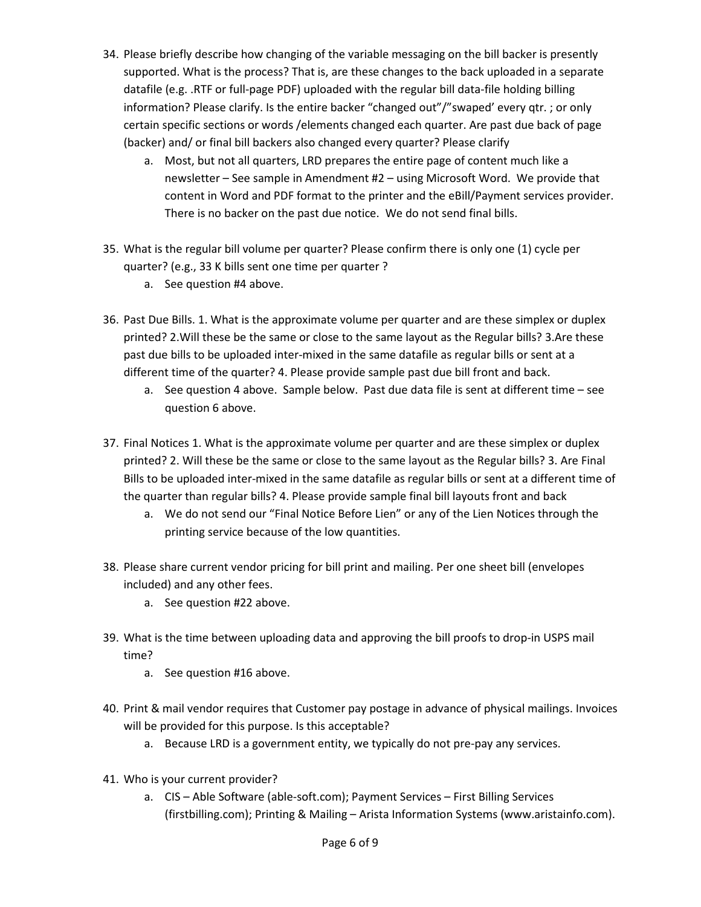34. Please briefly describe how changing of the variable messaging on the bill backer is presently supported. What is the process? That is, are these changes to the back uploaded in a separate datafile (e.g. .RTF or full-page PDF) uploaded with the regular bill data-file holding billing information? Please clarify. Is the entire backer "changed out"/"swaped' every qtr. ; or only certain specific sections or words /elements changed each quarter. Are past due back of page (backer) and/ or final bill backers also changed every quarter? Please clarify
    a. Most, but not all quarters, LRD prepares the entire page of content much like a newsletter – See sample in Amendment #2 – using Microsoft Word. We provide that content in Word and PDF format to the printer and the eBill/Payment services provider. There is no backer on the past due notice. We do not send final bills.

35. What is the regular bill volume per quarter? Please confirm there is only one (1) cycle per quarter? (e.g., 33 K bills sent one time per quarter ?
    a. See question #4 above.

36. Past Due Bills. 1. What is the approximate volume per quarter and are these simplex or duplex printed? 2.Will these be the same or close to the same layout as the Regular bills? 3.Are these past due bills to be uploaded inter-mixed in the same datafile as regular bills or sent at a different time of the quarter? 4. Please provide sample past due bill front and back.
    a. See question 4 above. Sample below. Past due data file is sent at different time – see question 6 above.

37. Final Notices 1. What is the approximate volume per quarter and are these simplex or duplex printed? 2. Will these be the same or close to the same layout as the Regular bills? 3. Are Final Bills to be uploaded inter-mixed in the same datafile as regular bills or sent at a different time of the quarter than regular bills? 4. Please provide sample final bill layouts front and back
    a. We do not send our "Final Notice Before Lien" or any of the Lien Notices through the printing service because of the low quantities.

38. Please share current vendor pricing for bill print and mailing. Per one sheet bill (envelopes included) and any other fees.
    a. See question #22 above.

39. What is the time between uploading data and approving the bill proofs to drop-in USPS mail time?
    a. See question #16 above.

40. Print & mail vendor requires that Customer pay postage in advance of physical mailings. Invoices will be provided for this purpose. Is this acceptable?
    a. Because LRD is a government entity, we typically do not pre-pay any services.

41. Who is your current provider?
    a. CIS – Able Software (able-soft.com); Payment Services – First Billing Services (firstbilling.com); Printing & Mailing – Arista Information Systems (www.aristainfo.com).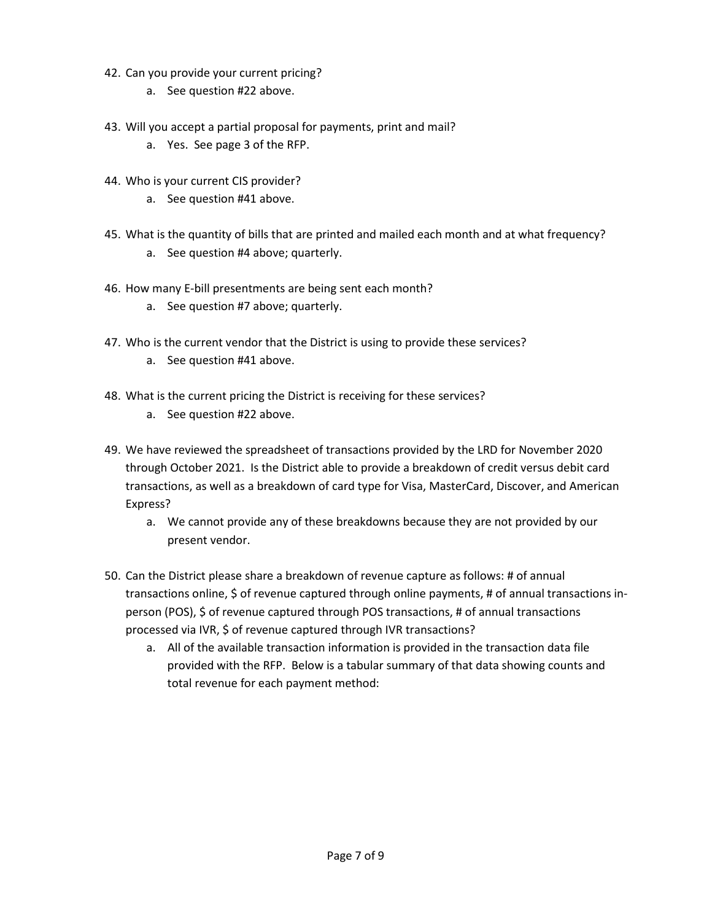42. Can you provide your current pricing?
    a. See question #22 above.

43. Will you accept a partial proposal for payments, print and mail?
    a. Yes. See page 3 of the RFP.

44. Who is your current CIS provider?
    a. See question #41 above.

45. What is the quantity of bills that are printed and mailed each month and at what frequency?
    a. See question #4 above; quarterly.

46. How many E-bill presentments are being sent each month?
    a. See question #7 above; quarterly.

47. Who is the current vendor that the District is using to provide these services?
    a. See question #41 above.

48. What is the current pricing the District is receiving for these services?
    a. See question #22 above.

49. We have reviewed the spreadsheet of transactions provided by the LRD for November 2020 through October 2021. Is the District able to provide a breakdown of credit versus debit card transactions, as well as a breakdown of card type for Visa, MasterCard, Discover, and American Express?
    a. We cannot provide any of these breakdowns because they are not provided by our present vendor.

50. Can the District please share a breakdown of revenue capture as follows: # of annual transactions online, $ of revenue captured through online payments, # of annual transactions in-person (POS), $ of revenue captured through POS transactions, # of annual transactions processed via IVR, $ of revenue captured through IVR transactions?
    a. All of the available transaction information is provided in the transaction data file provided with the RFP. Below is a tabular summary of that data showing counts and total revenue for each payment method: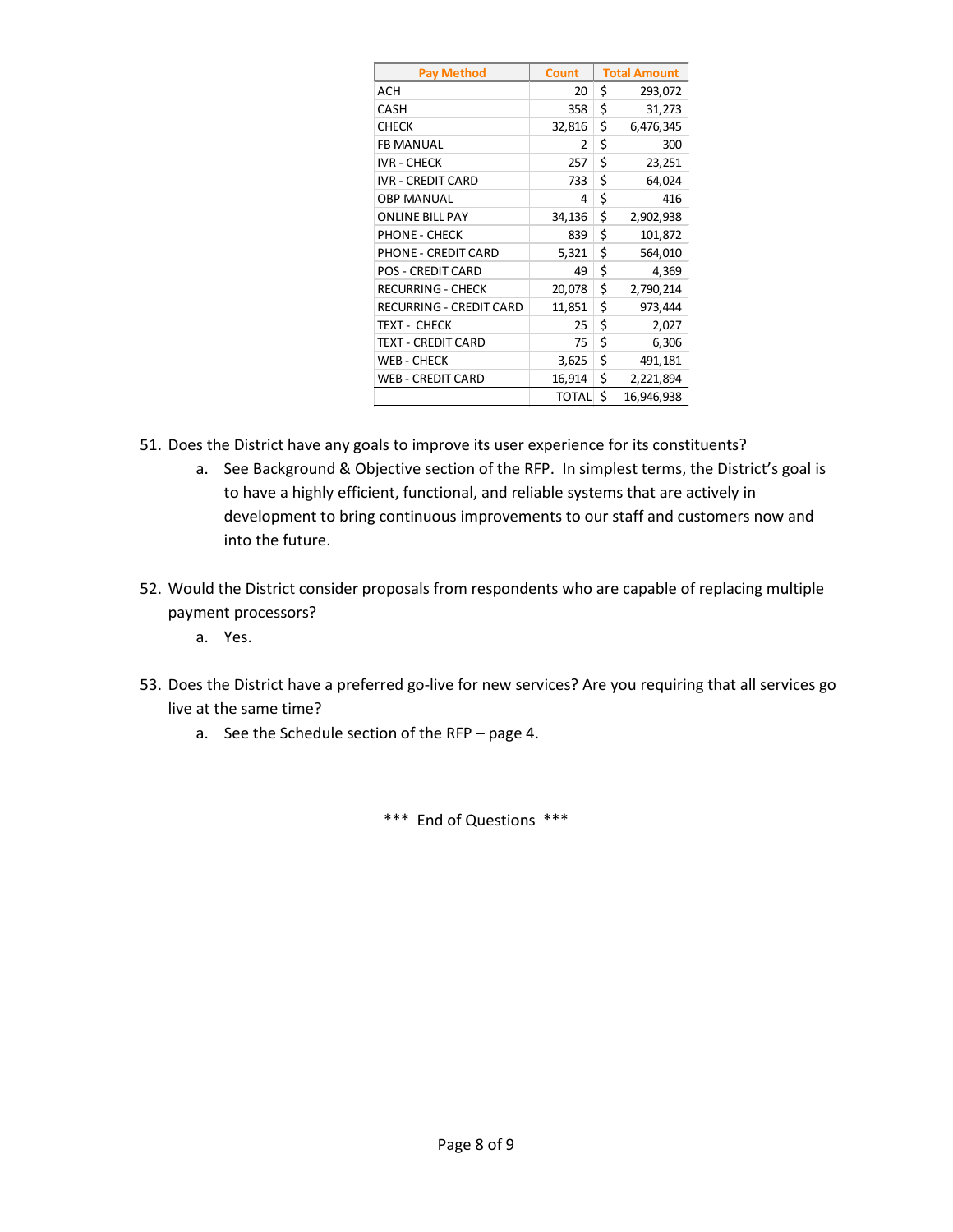| Pay Method | Count | Total Amount |
|---|---|---|
| ACH | 20 | $ 293,072 |
| CASH | 358 | $ 31,273 |
| CHECK | 32,816 | $ 6,476,345 |
| FB MANUAL | 2 | $ 300 |
| IVR - CHECK | 257 | $ 23,251 |
| IVR - CREDIT CARD | 733 | $ 64,024 |
| OBP MANUAL | 4 | $ 416 |
| ONLINE BILL PAY | 34,136 | $ 2,902,938 |
| PHONE - CHECK | 839 | $ 101,872 |
| PHONE - CREDIT CARD | 5,321 | $ 564,010 |
| POS - CREDIT CARD | 49 | $ 4,369 |
| RECURRING - CHECK | 20,078 | $ 2,790,214 |
| RECURRING - CREDIT CARD | 11,851 | $ 973,444 |
| TEXT - CHECK | 25 | $ 2,027 |
| TEXT - CREDIT CARD | 75 | $ 6,306 |
| WEB - CHECK | 3,625 | $ 491,181 |
| WEB - CREDIT CARD | 16,914 | $ 2,221,894 |
| | TOTAL | $ 16,946,938 |

51. Does the District have any goals to improve its user experience for its constituents?
    a. See Background & Objective section of the RFP. In simplest terms, the District's goal is to have a highly efficient, functional, and reliable systems that are actively in development to bring continuous improvements to our staff and customers now and into the future.

52. Would the District consider proposals from respondents who are capable of replacing multiple payment processors?
    a. Yes.

53. Does the District have a preferred go-live for new services? Are you requiring that all services go live at the same time?
    a. See the Schedule section of the RFP – page 4.

*** End of Questions ***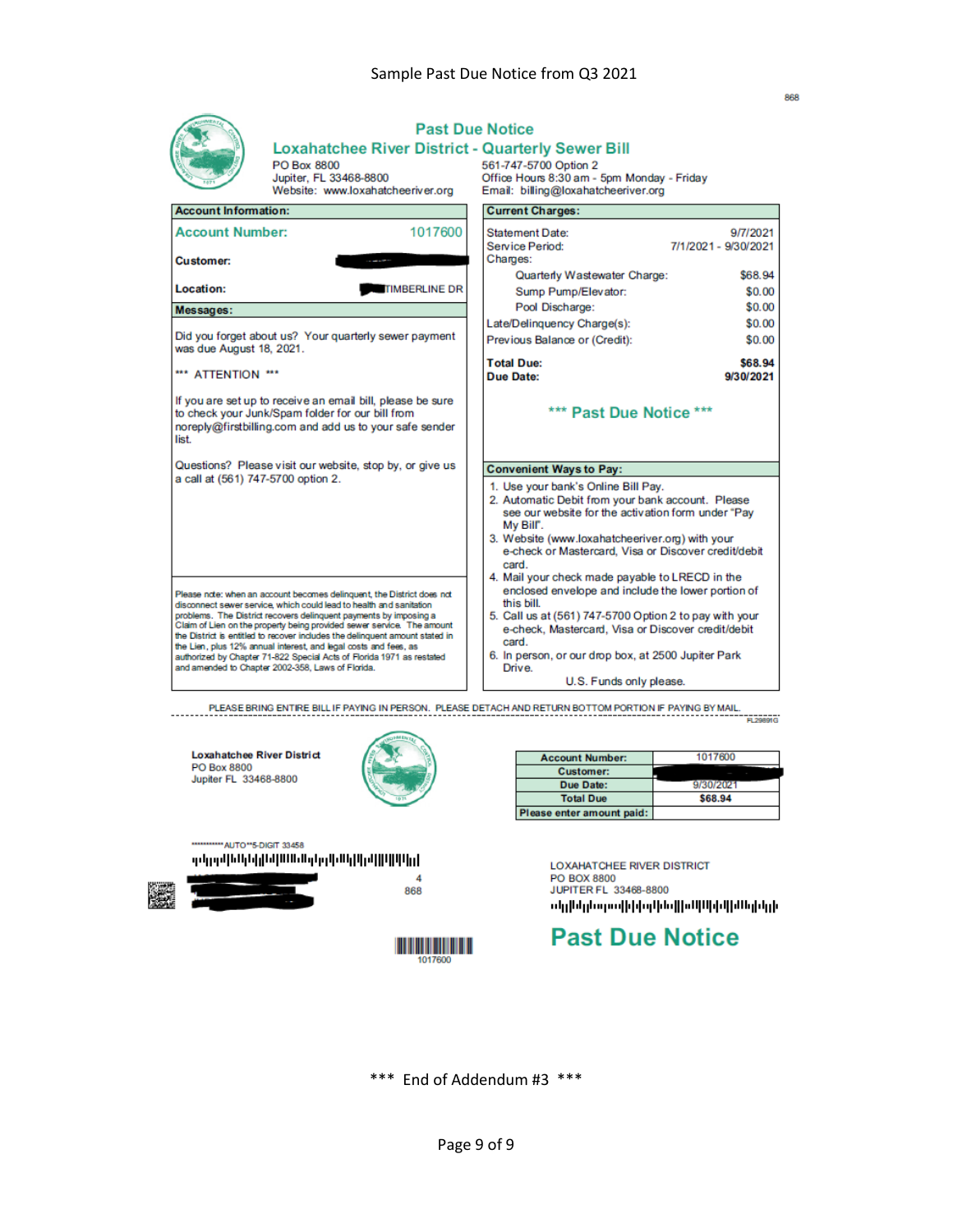Sample Past Due Notice from Q3 2021

868

## Past Due Notice

## Loxahatchee River District - Quarterly Sewer Bill

PO Box 8800
Jupiter, FL 33468-8800
Website: www.loxahatcheeriver.org

561-747-5700 Option 2
Office Hours 8:30 am - 5pm Monday - Friday
Email: billing@loxahatcheeriver.org

**Account Information:**

| | |
|---|---|
| **Account Number:** | 1017600 |
| **Customer:** | |
| **Location:** | TIMBERLINE DR |

**Messages:**

Did you forget about us? Your quarterly sewer payment was due August 18, 2021.

*** ATTENTION ***

If you are set up to receive an email bill, please be sure to check your Junk/Spam folder for our bill from noreply@firstbilling.com and add us to your safe sender list.

Questions? Please visit our website, stop by, or give us a call at (561) 747-5700 option 2.

Please note: when an account becomes delinquent, the District does not disconnect sewer service, which could lead to health and sanitation problems. The District recovers delinquent payments by imposing a Claim of Lien on the property being provided sewer service. The amount the District is entitled to recover includes the delinquent amount stated in the Lien, plus 12% annual interest, and legal costs and fees, as authorized by Chapter 71-822 Special Acts of Florida 1971 as restated and amended to Chapter 2002-358, Laws of Florida.

**Current Charges:**

| | |
|---|---|
| Statement Date: | 9/7/2021 |
| Service Period: | 7/1/2021 - 9/30/2021 |
| Charges: | |
| Quarterly Wastewater Charge: | $68.94 |
| Sump Pump/Elevator: | $0.00 |
| Pool Discharge: | $0.00 |
| Late/Delinquency Charge(s): | $0.00 |
| Previous Balance or (Credit): | $0.00 |
| **Total Due:** | **$68.94** |
| **Due Date:** | **9/30/2021** |

*** Past Due Notice ***

**Convenient Ways to Pay:**

1. Use your bank's Online Bill Pay.
2. Automatic Debit from your bank account. Please see our website for the activation form under "Pay My Bill".
3. Website (www.loxahatcheeriver.org) with your e-check or Mastercard, Visa or Discover credit/debit card.
4. Mail your check made payable to LRECD in the enclosed envelope and include the lower portion of this bill.
5. Call us at (561) 747-5700 Option 2 to pay with your e-check, Mastercard, Visa or Discover credit/debit card.
6. In person, or our drop box, at 2500 Jupiter Park Drive.

U.S. Funds only please.

PLEASE BRING ENTIRE BILL IF PAYING IN PERSON. PLEASE DETACH AND RETURN BOTTOM PORTION IF PAYING BY MAIL.

FL29891G

**Loxahatchee River District**
PO Box 8800
Jupiter FL 33468-8800

| | |
|---|---|
| **Account Number:** | 1017600 |
| **Customer:** | |
| **Due Date:** | 9/30/2021 |
| **Total Due** | **$68.94** |
| **Please enter amount paid:** | |

*********** AUTO**5-DIGIT 33458

4
868

1017600

LOXAHATCHEE RIVER DISTRICT
PO BOX 8800
JUPITER FL 33468-8800

## Past Due Notice

*** End of Addendum #3 ***